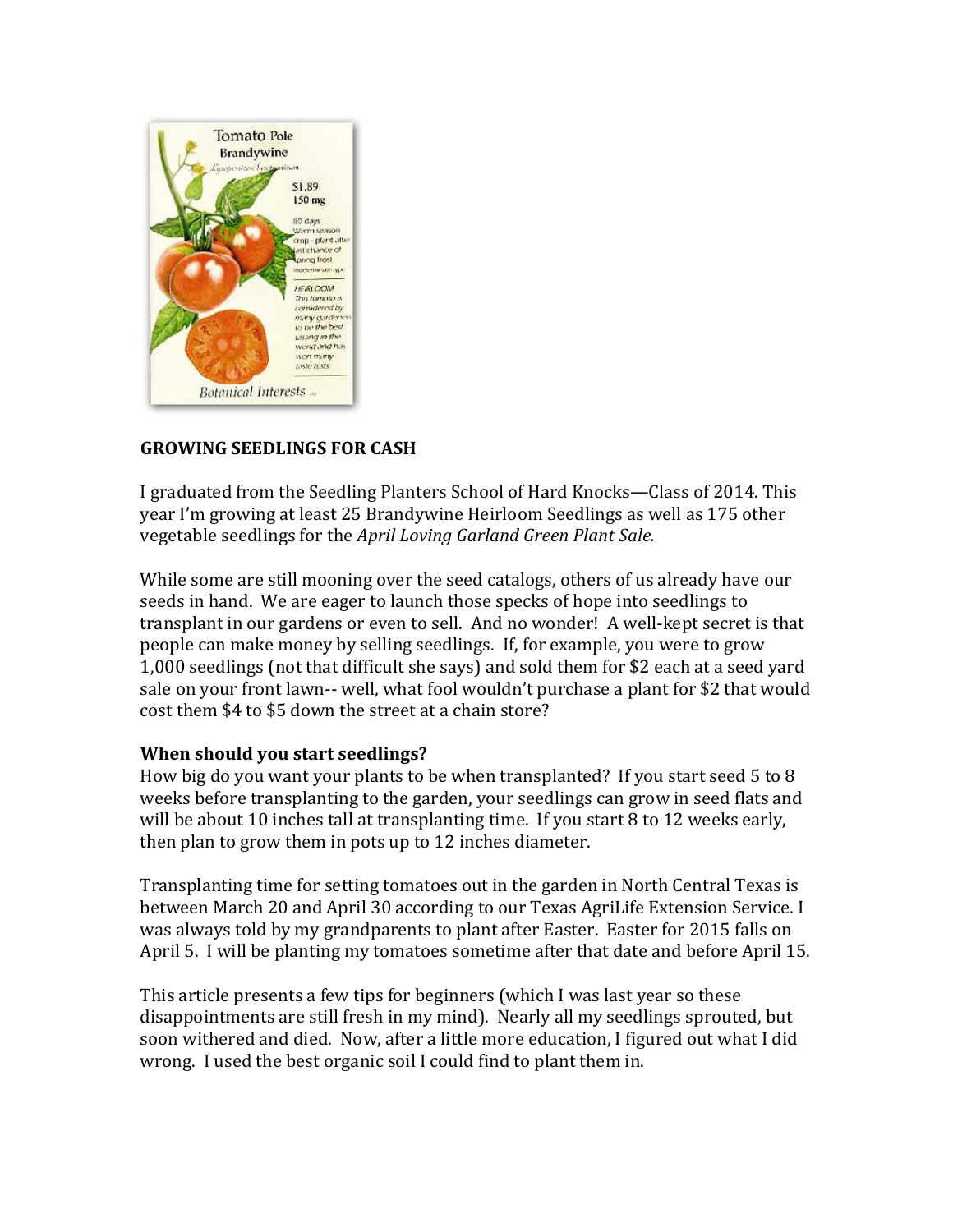## GROWING SEEDLINGS FOR CASH

I graduated from the Seedling Planters School of Hard Knocks—Class of 2014. This year I'm growing at least 25 Brandywine Heirloom Seedlings as well as 175 other vegetable seedlings for the *April Loving Garland Green Plant Sale.*

While some are still mooning over the seed catalogs, others of us already have our seeds in hand. We are eager to launch those specks of hope into seedlings to transplant in our gardens or even to sell. And no wonder! A well-kept secret is that people can make money by selling seedlings. If, for example, you were to grow 1,000 seedlings (not that difficult she says) and sold them for $2 each at a seed yard sale on your front lawn-- well, what fool wouldn't purchase a plant for $2 that would cost them $4 to $5 down the street at a chain store?

### When should you start seedlings?

How big do you want your plants to be when transplanted? If you start seed 5 to 8 weeks before transplanting to the garden, your seedlings can grow in seed flats and will be about 10 inches tall at transplanting time. If you start 8 to 12 weeks early, then plan to grow them in pots up to 12 inches diameter.

Transplanting time for setting tomatoes out in the garden in North Central Texas is between March 20 and April 30 according to our Texas AgriLife Extension Service. I was always told by my grandparents to plant after Easter. Easter for 2015 falls on April 5. I will be planting my tomatoes sometime after that date and before April 15.

This article presents a few tips for beginners (which I was last year so these disappointments are still fresh in my mind). Nearly all my seedlings sprouted, but soon withered and died. Now, after a little more education, I figured out what I did wrong. I used the best organic soil I could find to plant them in.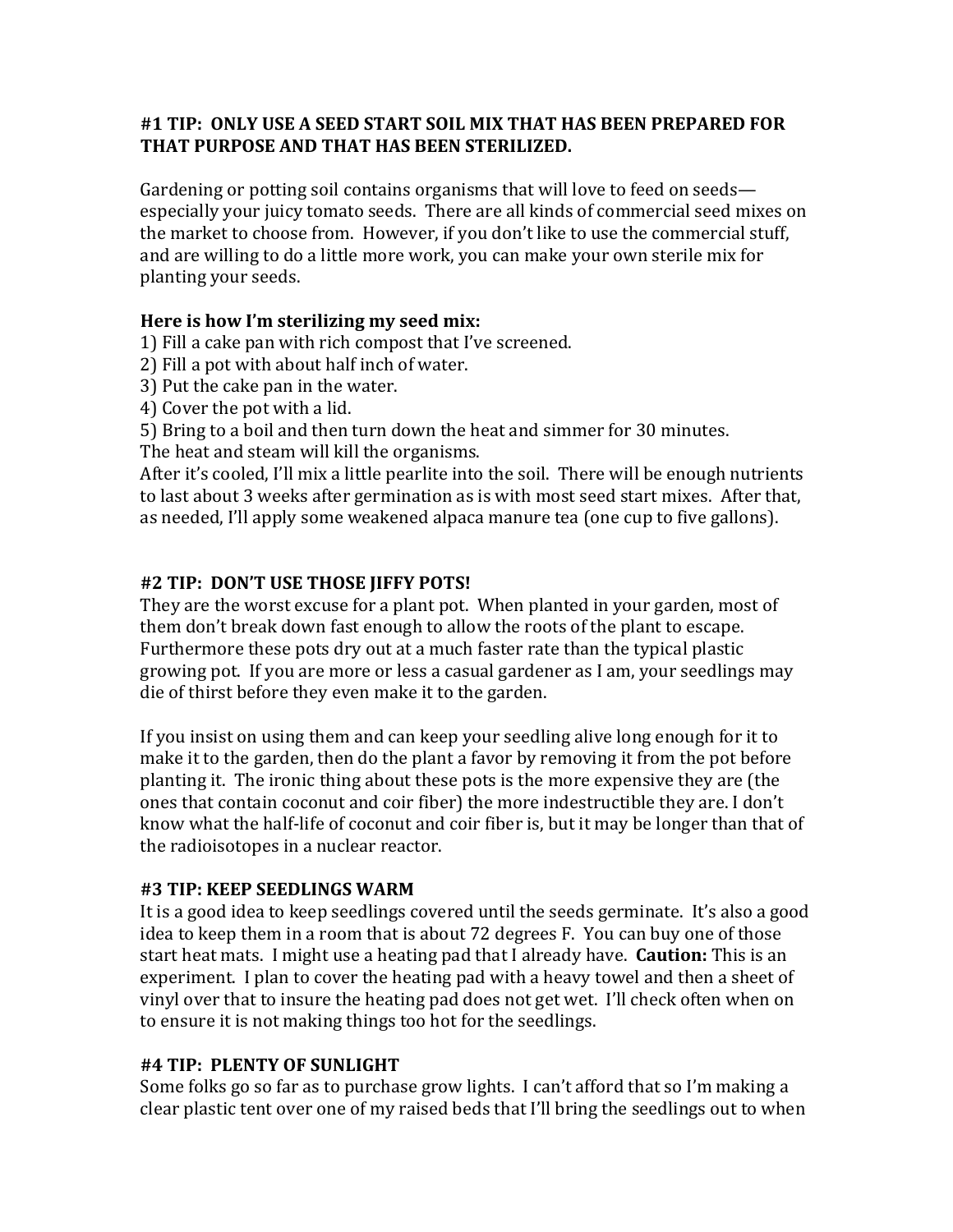**#1 TIP: ONLY USE A SEED START SOIL MIX THAT HAS BEEN PREPARED FOR THAT PURPOSE AND THAT HAS BEEN STERILIZED.**

Gardening or potting soil contains organisms that will love to feed on seeds—especially your juicy tomato seeds. There are all kinds of commercial seed mixes on the market to choose from. However, if you don't like to use the commercial stuff, and are willing to do a little more work, you can make your own sterile mix for planting your seeds.

**Here is how I'm sterilizing my seed mix:**

1) Fill a cake pan with rich compost that I've screened.
2) Fill a pot with about half inch of water.
3) Put the cake pan in the water.
4) Cover the pot with a lid.
5) Bring to a boil and then turn down the heat and simmer for 30 minutes.

The heat and steam will kill the organisms.

After it's cooled, I'll mix a little pearlite into the soil. There will be enough nutrients to last about 3 weeks after germination as is with most seed start mixes. After that, as needed, I'll apply some weakened alpaca manure tea (one cup to five gallons).

**#2 TIP: DON'T USE THOSE JIFFY POTS!**

They are the worst excuse for a plant pot. When planted in your garden, most of them don't break down fast enough to allow the roots of the plant to escape. Furthermore these pots dry out at a much faster rate than the typical plastic growing pot. If you are more or less a casual gardener as I am, your seedlings may die of thirst before they even make it to the garden.

If you insist on using them and can keep your seedling alive long enough for it to make it to the garden, then do the plant a favor by removing it from the pot before planting it. The ironic thing about these pots is the more expensive they are (the ones that contain coconut and coir fiber) the more indestructible they are. I don't know what the half-life of coconut and coir fiber is, but it may be longer than that of the radioisotopes in a nuclear reactor.

**#3 TIP: KEEP SEEDLINGS WARM**

It is a good idea to keep seedlings covered until the seeds germinate. It's also a good idea to keep them in a room that is about 72 degrees F. You can buy one of those start heat mats. I might use a heating pad that I already have. **Caution:** This is an experiment. I plan to cover the heating pad with a heavy towel and then a sheet of vinyl over that to insure the heating pad does not get wet. I'll check often when on to ensure it is not making things too hot for the seedlings.

**#4 TIP: PLENTY OF SUNLIGHT**

Some folks go so far as to purchase grow lights. I can't afford that so I'm making a clear plastic tent over one of my raised beds that I'll bring the seedlings out to when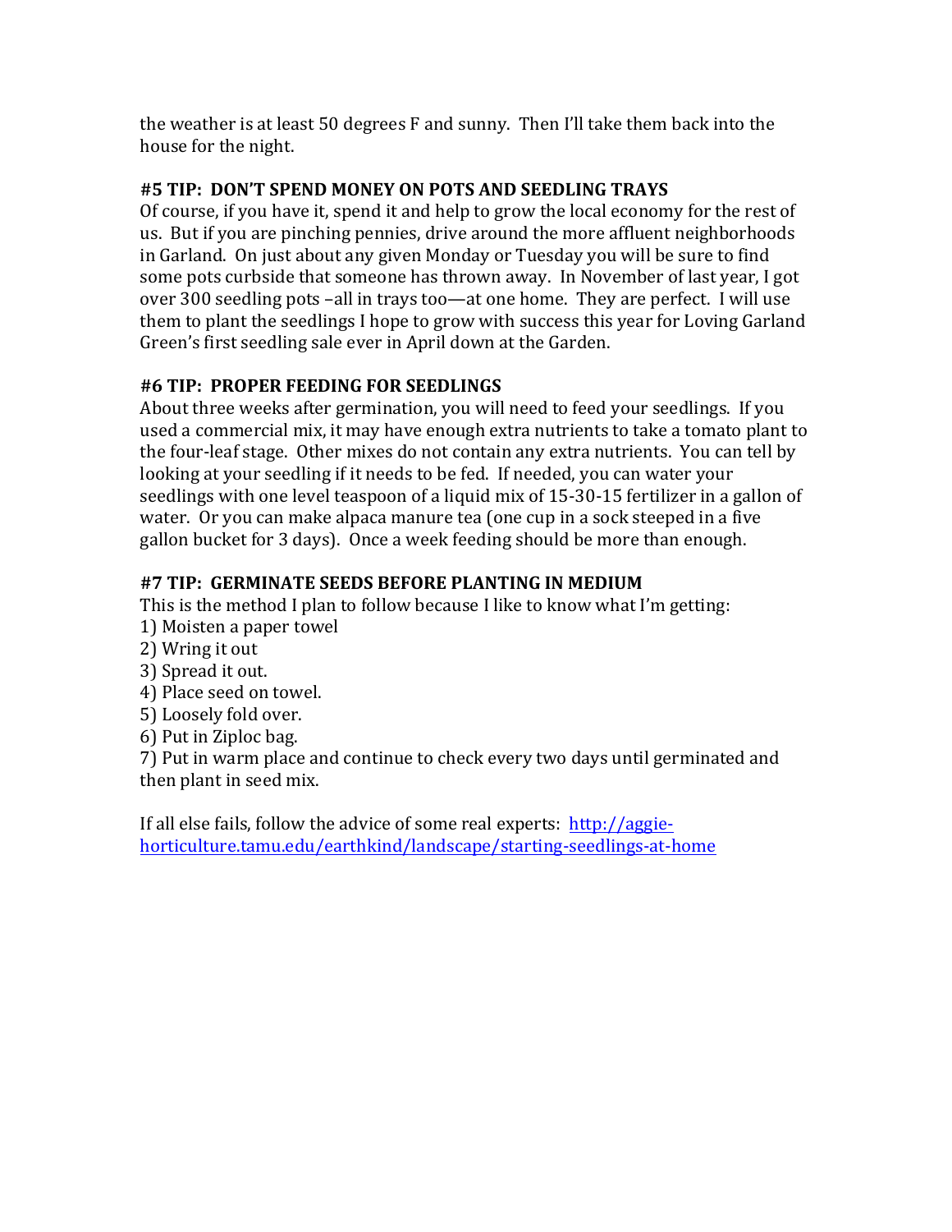the weather is at least 50 degrees F and sunny. Then I'll take them back into the house for the night.

**#5 TIP: DON'T SPEND MONEY ON POTS AND SEEDLING TRAYS**

Of course, if you have it, spend it and help to grow the local economy for the rest of us. But if you are pinching pennies, drive around the more affluent neighborhoods in Garland. On just about any given Monday or Tuesday you will be sure to find some pots curbside that someone has thrown away. In November of last year, I got over 300 seedling pots –all in trays too—at one home. They are perfect. I will use them to plant the seedlings I hope to grow with success this year for Loving Garland Green's first seedling sale ever in April down at the Garden.

**#6 TIP: PROPER FEEDING FOR SEEDLINGS**

About three weeks after germination, you will need to feed your seedlings. If you used a commercial mix, it may have enough extra nutrients to take a tomato plant to the four-leaf stage. Other mixes do not contain any extra nutrients. You can tell by looking at your seedling if it needs to be fed. If needed, you can water your seedlings with one level teaspoon of a liquid mix of 15-30-15 fertilizer in a gallon of water. Or you can make alpaca manure tea (one cup in a sock steeped in a five gallon bucket for 3 days). Once a week feeding should be more than enough.

**#7 TIP: GERMINATE SEEDS BEFORE PLANTING IN MEDIUM**

This is the method I plan to follow because I like to know what I'm getting:

1) Moisten a paper towel
2) Wring it out
3) Spread it out.
4) Place seed on towel.
5) Loosely fold over.
6) Put in Ziploc bag.
7) Put in warm place and continue to check every two days until germinated and then plant in seed mix.

If all else fails, follow the advice of some real experts: [http://aggie-horticulture.tamu.edu/earthkind/landscape/starting-seedlings-at-home](http://aggie-horticulture.tamu.edu/earthkind/landscape/starting-seedlings-at-home)